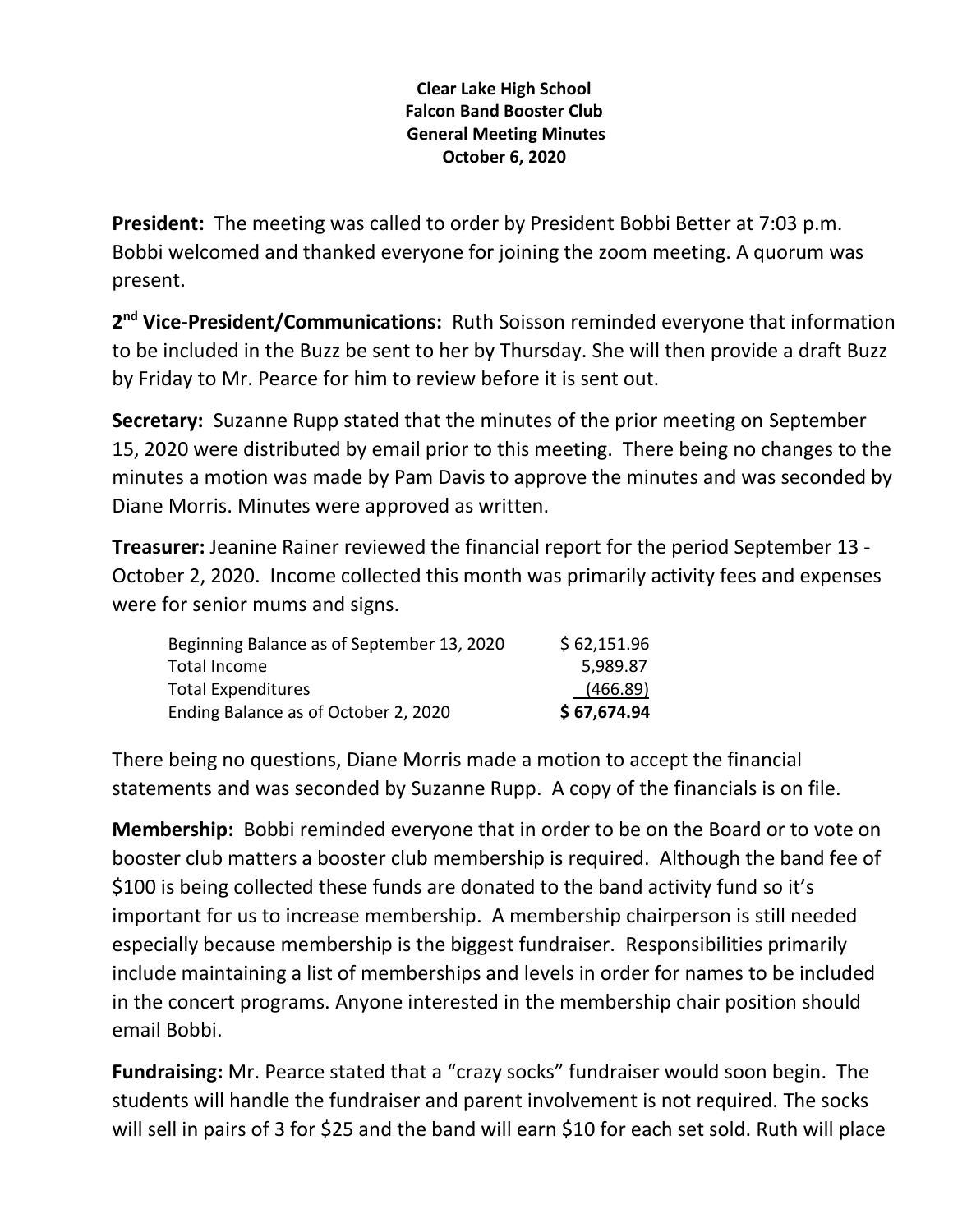**Clear Lake High School**
**Falcon Band Booster Club**
**General Meeting Minutes**
**October 6, 2020**

**President:** The meeting was called to order by President Bobbi Better at 7:03 p.m. Bobbi welcomed and thanked everyone for joining the zoom meeting. A quorum was present.

**2nd Vice-President/Communications:** Ruth Soisson reminded everyone that information to be included in the Buzz be sent to her by Thursday. She will then provide a draft Buzz by Friday to Mr. Pearce for him to review before it is sent out.

**Secretary:** Suzanne Rupp stated that the minutes of the prior meeting on September 15, 2020 were distributed by email prior to this meeting. There being no changes to the minutes a motion was made by Pam Davis to approve the minutes and was seconded by Diane Morris. Minutes were approved as written.

**Treasurer:** Jeanine Rainer reviewed the financial report for the period September 13 - October 2, 2020. Income collected this month was primarily activity fees and expenses were for senior mums and signs.

| | |
|---|---|
| Beginning Balance as of September 13, 2020 | $ 62,151.96 |
| Total Income | 5,989.87 |
| Total Expenditures | (466.89) |
| Ending Balance as of October 2, 2020 | **$ 67,674.94** |

There being no questions, Diane Morris made a motion to accept the financial statements and was seconded by Suzanne Rupp. A copy of the financials is on file.

**Membership:** Bobbi reminded everyone that in order to be on the Board or to vote on booster club matters a booster club membership is required. Although the band fee of $100 is being collected these funds are donated to the band activity fund so it's important for us to increase membership. A membership chairperson is still needed especially because membership is the biggest fundraiser. Responsibilities primarily include maintaining a list of memberships and levels in order for names to be included in the concert programs. Anyone interested in the membership chair position should email Bobbi.

**Fundraising:** Mr. Pearce stated that a "crazy socks" fundraiser would soon begin. The students will handle the fundraiser and parent involvement is not required. The socks will sell in pairs of 3 for $25 and the band will earn $10 for each set sold. Ruth will place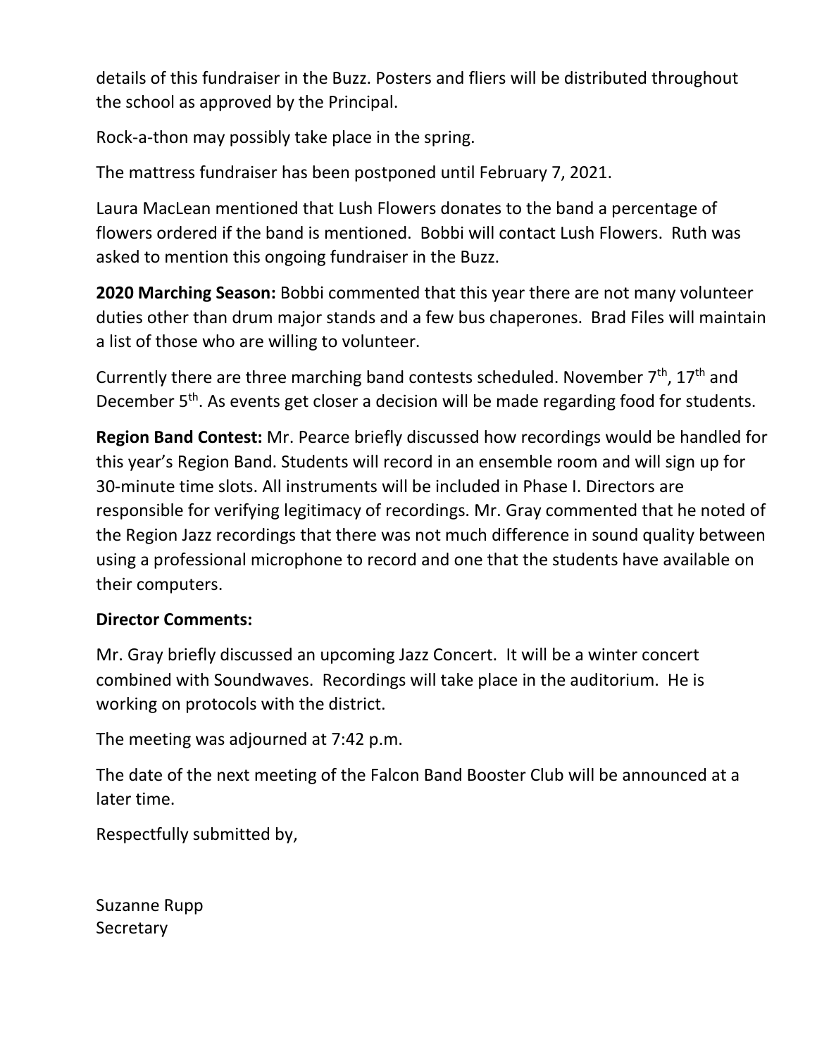details of this fundraiser in the Buzz. Posters and fliers will be distributed throughout the school as approved by the Principal.

Rock-a-thon may possibly take place in the spring.

The mattress fundraiser has been postponed until February 7, 2021.

Laura MacLean mentioned that Lush Flowers donates to the band a percentage of flowers ordered if the band is mentioned. Bobbi will contact Lush Flowers. Ruth was asked to mention this ongoing fundraiser in the Buzz.

**2020 Marching Season:** Bobbi commented that this year there are not many volunteer duties other than drum major stands and a few bus chaperones. Brad Files will maintain a list of those who are willing to volunteer.

Currently there are three marching band contests scheduled. November 7th, 17th and December 5th. As events get closer a decision will be made regarding food for students.

**Region Band Contest:** Mr. Pearce briefly discussed how recordings would be handled for this year's Region Band. Students will record in an ensemble room and will sign up for 30-minute time slots. All instruments will be included in Phase I. Directors are responsible for verifying legitimacy of recordings. Mr. Gray commented that he noted of the Region Jazz recordings that there was not much difference in sound quality between using a professional microphone to record and one that the students have available on their computers.

**Director Comments:**

Mr. Gray briefly discussed an upcoming Jazz Concert. It will be a winter concert combined with Soundwaves. Recordings will take place in the auditorium. He is working on protocols with the district.

The meeting was adjourned at 7:42 p.m.

The date of the next meeting of the Falcon Band Booster Club will be announced at a later time.

Respectfully submitted by,

Suzanne Rupp
Secretary